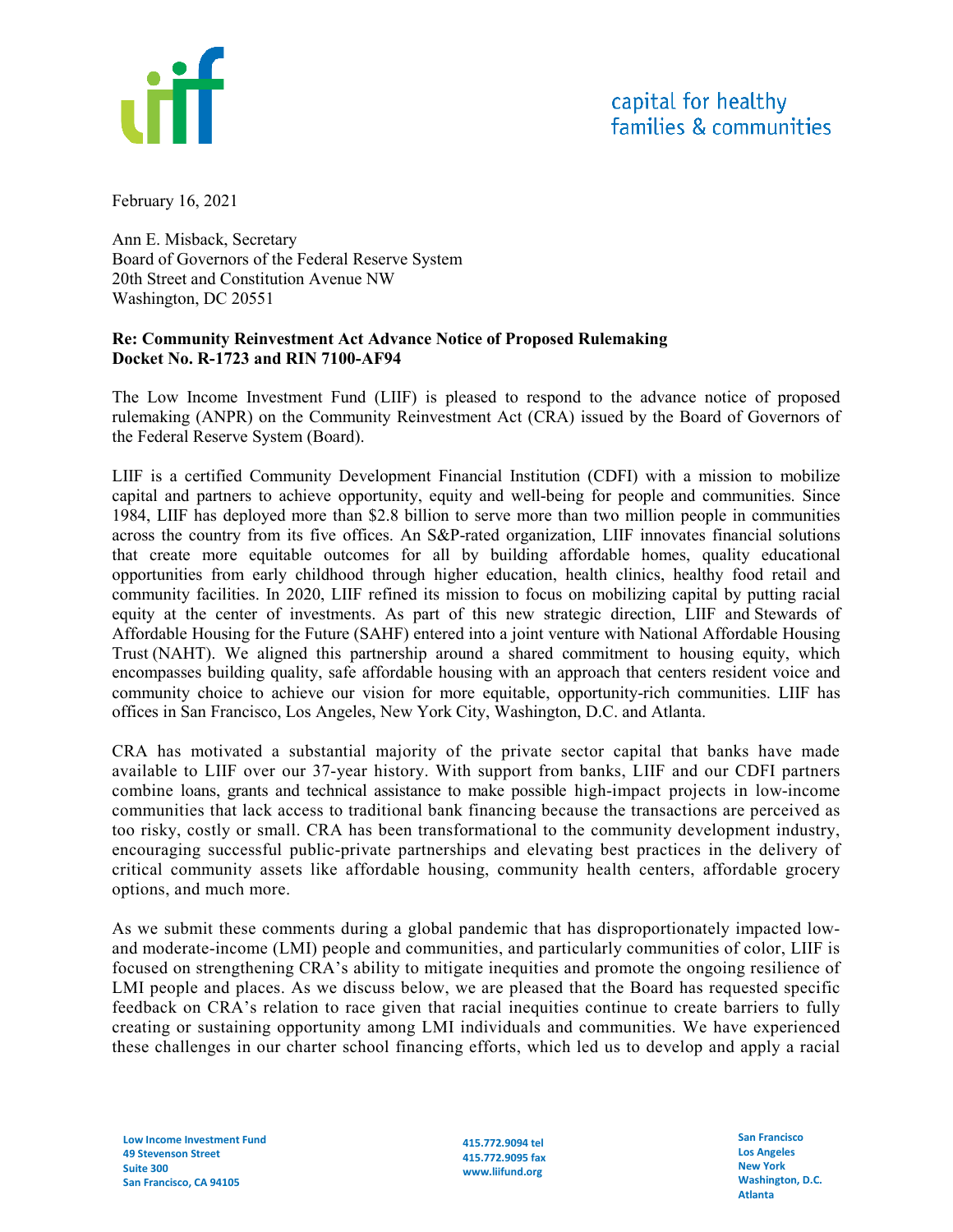capital for healthy families & communities

February 16, 2021

Ann E. Misback, Secretary
Board of Governors of the Federal Reserve System
20th Street and Constitution Avenue NW
Washington, DC 20551

**Re: Community Reinvestment Act Advance Notice of Proposed Rulemaking**
**Docket No. R-1723 and RIN 7100-AF94**

The Low Income Investment Fund (LIIF) is pleased to respond to the advance notice of proposed rulemaking (ANPR) on the Community Reinvestment Act (CRA) issued by the Board of Governors of the Federal Reserve System (Board).

LIIF is a certified Community Development Financial Institution (CDFI) with a mission to mobilize capital and partners to achieve opportunity, equity and well-being for people and communities. Since 1984, LIIF has deployed more than $2.8 billion to serve more than two million people in communities across the country from its five offices. An S&P-rated organization, LIIF innovates financial solutions that create more equitable outcomes for all by building affordable homes, quality educational opportunities from early childhood through higher education, health clinics, healthy food retail and community facilities. In 2020, LIIF refined its mission to focus on mobilizing capital by putting racial equity at the center of investments. As part of this new strategic direction, LIIF and Stewards of Affordable Housing for the Future (SAHF) entered into a joint venture with National Affordable Housing Trust (NAHT). We aligned this partnership around a shared commitment to housing equity, which encompasses building quality, safe affordable housing with an approach that centers resident voice and community choice to achieve our vision for more equitable, opportunity-rich communities. LIIF has offices in San Francisco, Los Angeles, New York City, Washington, D.C. and Atlanta.

CRA has motivated a substantial majority of the private sector capital that banks have made available to LIIF over our 37-year history. With support from banks, LIIF and our CDFI partners combine loans, grants and technical assistance to make possible high-impact projects in low-income communities that lack access to traditional bank financing because the transactions are perceived as too risky, costly or small. CRA has been transformational to the community development industry, encouraging successful public-private partnerships and elevating best practices in the delivery of critical community assets like affordable housing, community health centers, affordable grocery options, and much more.

As we submit these comments during a global pandemic that has disproportionately impacted low- and moderate-income (LMI) people and communities, and particularly communities of color, LIIF is focused on strengthening CRA's ability to mitigate inequities and promote the ongoing resilience of LMI people and places. As we discuss below, we are pleased that the Board has requested specific feedback on CRA's relation to race given that racial inequities continue to create barriers to fully creating or sustaining opportunity among LMI individuals and communities. We have experienced these challenges in our charter school financing efforts, which led us to develop and apply a racial

Low Income Investment Fund
49 Stevenson Street
Suite 300
San Francisco, CA 94105

415.772.9094 tel
415.772.9095 fax
www.liifund.org

San Francisco
Los Angeles
New York
Washington, D.C.
Atlanta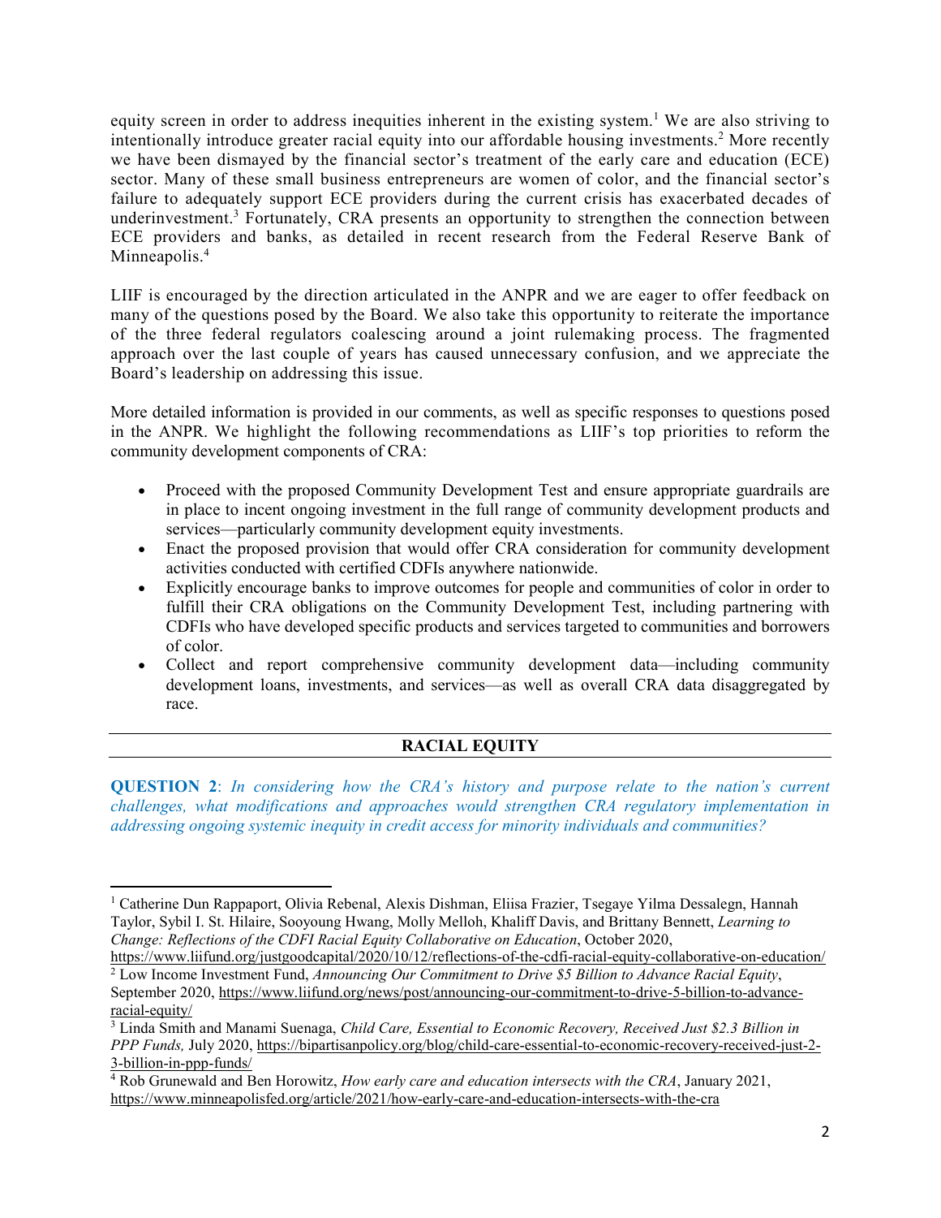equity screen in order to address inequities inherent in the existing system.[1] We are also striving to intentionally introduce greater racial equity into our affordable housing investments.[2] More recently we have been dismayed by the financial sector's treatment of the early care and education (ECE) sector. Many of these small business entrepreneurs are women of color, and the financial sector's failure to adequately support ECE providers during the current crisis has exacerbated decades of underinvestment.[3] Fortunately, CRA presents an opportunity to strengthen the connection between ECE providers and banks, as detailed in recent research from the Federal Reserve Bank of Minneapolis.[4]

LIIF is encouraged by the direction articulated in the ANPR and we are eager to offer feedback on many of the questions posed by the Board. We also take this opportunity to reiterate the importance of the three federal regulators coalescing around a joint rulemaking process. The fragmented approach over the last couple of years has caused unnecessary confusion, and we appreciate the Board's leadership on addressing this issue.

More detailed information is provided in our comments, as well as specific responses to questions posed in the ANPR. We highlight the following recommendations as LIIF's top priorities to reform the community development components of CRA:

- Proceed with the proposed Community Development Test and ensure appropriate guardrails are in place to incent ongoing investment in the full range of community development products and services—particularly community development equity investments.
- Enact the proposed provision that would offer CRA consideration for community development activities conducted with certified CDFIs anywhere nationwide.
- Explicitly encourage banks to improve outcomes for people and communities of color in order to fulfill their CRA obligations on the Community Development Test, including partnering with CDFIs who have developed specific products and services targeted to communities and borrowers of color.
- Collect and report comprehensive community development data—including community development loans, investments, and services—as well as overall CRA data disaggregated by race.

## RACIAL EQUITY

**QUESTION 2**: *In considering how the CRA's history and purpose relate to the nation's current challenges, what modifications and approaches would strengthen CRA regulatory implementation in addressing ongoing systemic inequity in credit access for minority individuals and communities?*

---

[1] Catherine Dun Rappaport, Olivia Rebenal, Alexis Dishman, Eliisa Frazier, Tsegaye Yilma Dessalegn, Hannah Taylor, Sybil I. St. Hilaire, Sooyoung Hwang, Molly Melloh, Khaliff Davis, and Brittany Bennett, *Learning to Change: Reflections of the CDFI Racial Equity Collaborative on Education*, October 2020, https://www.liifund.org/justgoodcapital/2020/10/12/reflections-of-the-cdfi-racial-equity-collaborative-on-education/

[2] Low Income Investment Fund, *Announcing Our Commitment to Drive $5 Billion to Advance Racial Equity*, September 2020, https://www.liifund.org/news/post/announcing-our-commitment-to-drive-5-billion-to-advance-racial-equity/

[3] Linda Smith and Manami Suenaga, *Child Care, Essential to Economic Recovery, Received Just $2.3 Billion in PPP Funds,* July 2020, https://bipartisanpolicy.org/blog/child-care-essential-to-economic-recovery-received-just-2-3-billion-in-ppp-funds/

[4] Rob Grunewald and Ben Horowitz, *How early care and education intersects with the CRA*, January 2021, https://www.minneapolisfed.org/article/2021/how-early-care-and-education-intersects-with-the-cra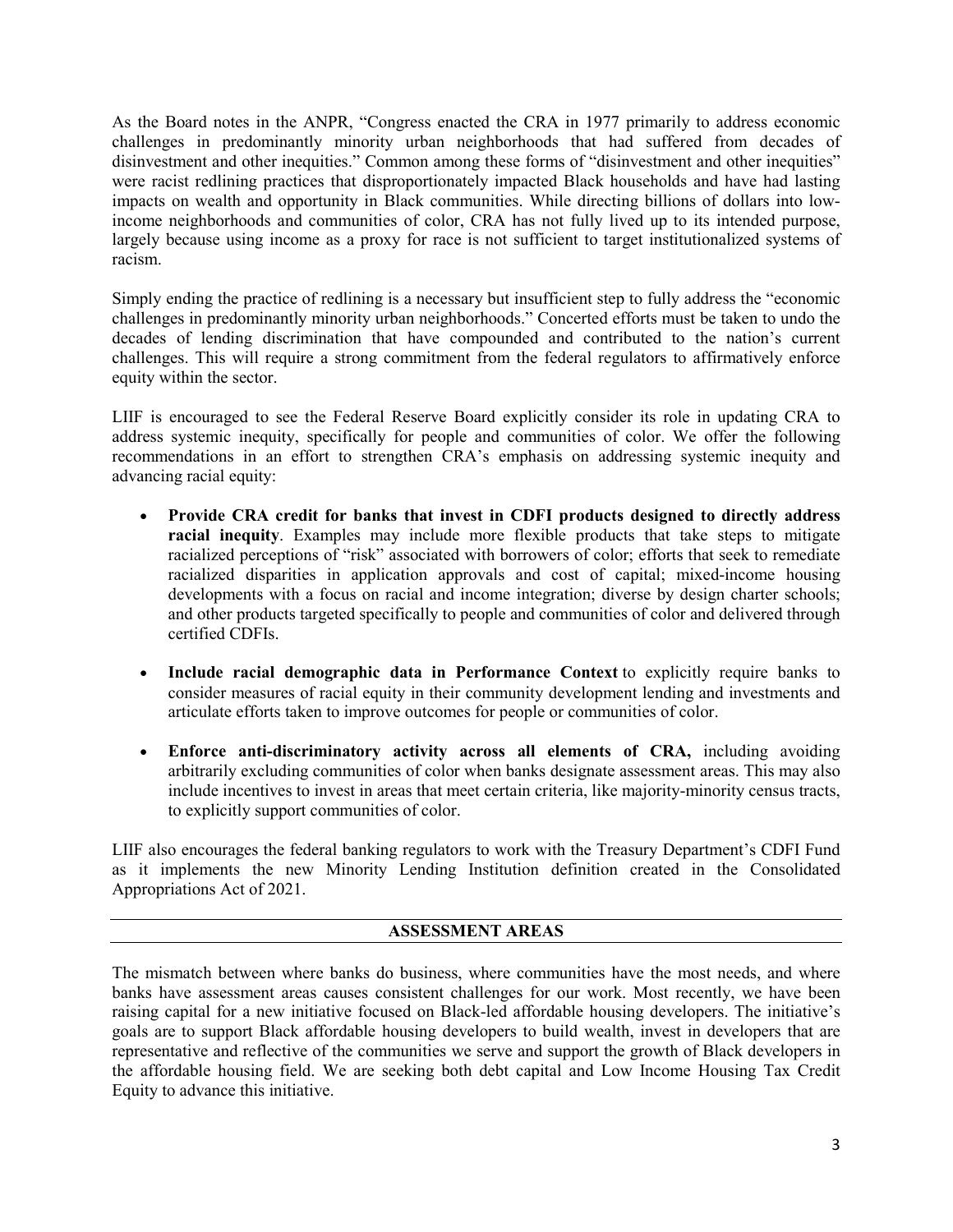As the Board notes in the ANPR, "Congress enacted the CRA in 1977 primarily to address economic challenges in predominantly minority urban neighborhoods that had suffered from decades of disinvestment and other inequities." Common among these forms of "disinvestment and other inequities" were racist redlining practices that disproportionately impacted Black households and have had lasting impacts on wealth and opportunity in Black communities. While directing billions of dollars into low-income neighborhoods and communities of color, CRA has not fully lived up to its intended purpose, largely because using income as a proxy for race is not sufficient to target institutionalized systems of racism.

Simply ending the practice of redlining is a necessary but insufficient step to fully address the "economic challenges in predominantly minority urban neighborhoods." Concerted efforts must be taken to undo the decades of lending discrimination that have compounded and contributed to the nation's current challenges. This will require a strong commitment from the federal regulators to affirmatively enforce equity within the sector.

LIIF is encouraged to see the Federal Reserve Board explicitly consider its role in updating CRA to address systemic inequity, specifically for people and communities of color. We offer the following recommendations in an effort to strengthen CRA's emphasis on addressing systemic inequity and advancing racial equity:

- **Provide CRA credit for banks that invest in CDFI products designed to directly address racial inequity**. Examples may include more flexible products that take steps to mitigate racialized perceptions of "risk" associated with borrowers of color; efforts that seek to remediate racialized disparities in application approvals and cost of capital; mixed-income housing developments with a focus on racial and income integration; diverse by design charter schools; and other products targeted specifically to people and communities of color and delivered through certified CDFIs.
- **Include racial demographic data in Performance Context** to explicitly require banks to consider measures of racial equity in their community development lending and investments and articulate efforts taken to improve outcomes for people or communities of color.
- **Enforce anti-discriminatory activity across all elements of CRA,** including avoiding arbitrarily excluding communities of color when banks designate assessment areas. This may also include incentives to invest in areas that meet certain criteria, like majority-minority census tracts, to explicitly support communities of color.

LIIF also encourages the federal banking regulators to work with the Treasury Department's CDFI Fund as it implements the new Minority Lending Institution definition created in the Consolidated Appropriations Act of 2021.

## ASSESSMENT AREAS

The mismatch between where banks do business, where communities have the most needs, and where banks have assessment areas causes consistent challenges for our work. Most recently, we have been raising capital for a new initiative focused on Black-led affordable housing developers. The initiative's goals are to support Black affordable housing developers to build wealth, invest in developers that are representative and reflective of the communities we serve and support the growth of Black developers in the affordable housing field. We are seeking both debt capital and Low Income Housing Tax Credit Equity to advance this initiative.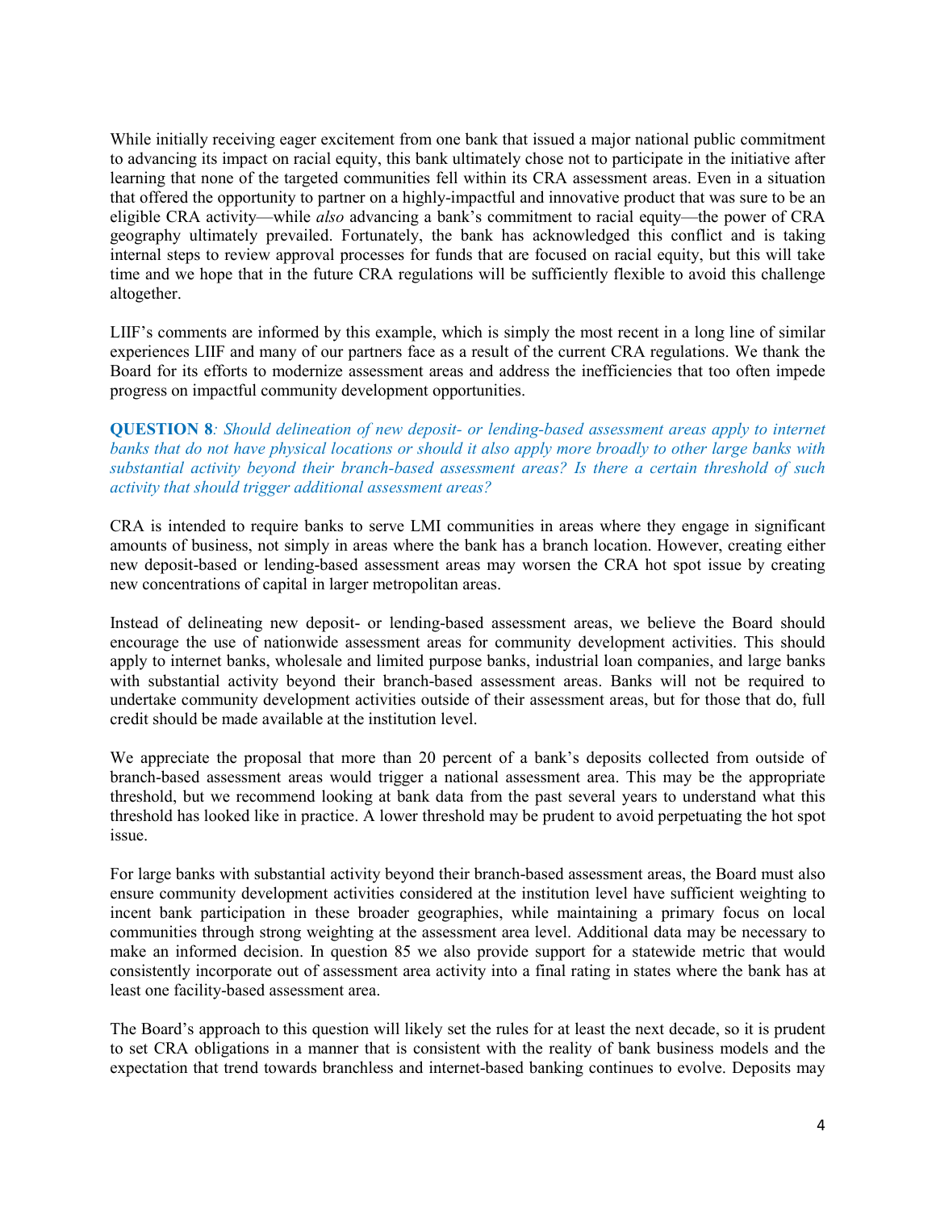While initially receiving eager excitement from one bank that issued a major national public commitment to advancing its impact on racial equity, this bank ultimately chose not to participate in the initiative after learning that none of the targeted communities fell within its CRA assessment areas. Even in a situation that offered the opportunity to partner on a highly-impactful and innovative product that was sure to be an eligible CRA activity—while *also* advancing a bank's commitment to racial equity—the power of CRA geography ultimately prevailed. Fortunately, the bank has acknowledged this conflict and is taking internal steps to review approval processes for funds that are focused on racial equity, but this will take time and we hope that in the future CRA regulations will be sufficiently flexible to avoid this challenge altogether.

LIIF's comments are informed by this example, which is simply the most recent in a long line of similar experiences LIIF and many of our partners face as a result of the current CRA regulations. We thank the Board for its efforts to modernize assessment areas and address the inefficiencies that too often impede progress on impactful community development opportunities.

**QUESTION 8***: Should delineation of new deposit- or lending-based assessment areas apply to internet banks that do not have physical locations or should it also apply more broadly to other large banks with substantial activity beyond their branch-based assessment areas? Is there a certain threshold of such activity that should trigger additional assessment areas?*

CRA is intended to require banks to serve LMI communities in areas where they engage in significant amounts of business, not simply in areas where the bank has a branch location. However, creating either new deposit-based or lending-based assessment areas may worsen the CRA hot spot issue by creating new concentrations of capital in larger metropolitan areas.

Instead of delineating new deposit- or lending-based assessment areas, we believe the Board should encourage the use of nationwide assessment areas for community development activities. This should apply to internet banks, wholesale and limited purpose banks, industrial loan companies, and large banks with substantial activity beyond their branch-based assessment areas. Banks will not be required to undertake community development activities outside of their assessment areas, but for those that do, full credit should be made available at the institution level.

We appreciate the proposal that more than 20 percent of a bank's deposits collected from outside of branch-based assessment areas would trigger a national assessment area. This may be the appropriate threshold, but we recommend looking at bank data from the past several years to understand what this threshold has looked like in practice. A lower threshold may be prudent to avoid perpetuating the hot spot issue.

For large banks with substantial activity beyond their branch-based assessment areas, the Board must also ensure community development activities considered at the institution level have sufficient weighting to incent bank participation in these broader geographies, while maintaining a primary focus on local communities through strong weighting at the assessment area level. Additional data may be necessary to make an informed decision. In question 85 we also provide support for a statewide metric that would consistently incorporate out of assessment area activity into a final rating in states where the bank has at least one facility-based assessment area.

The Board's approach to this question will likely set the rules for at least the next decade, so it is prudent to set CRA obligations in a manner that is consistent with the reality of bank business models and the expectation that trend towards branchless and internet-based banking continues to evolve. Deposits may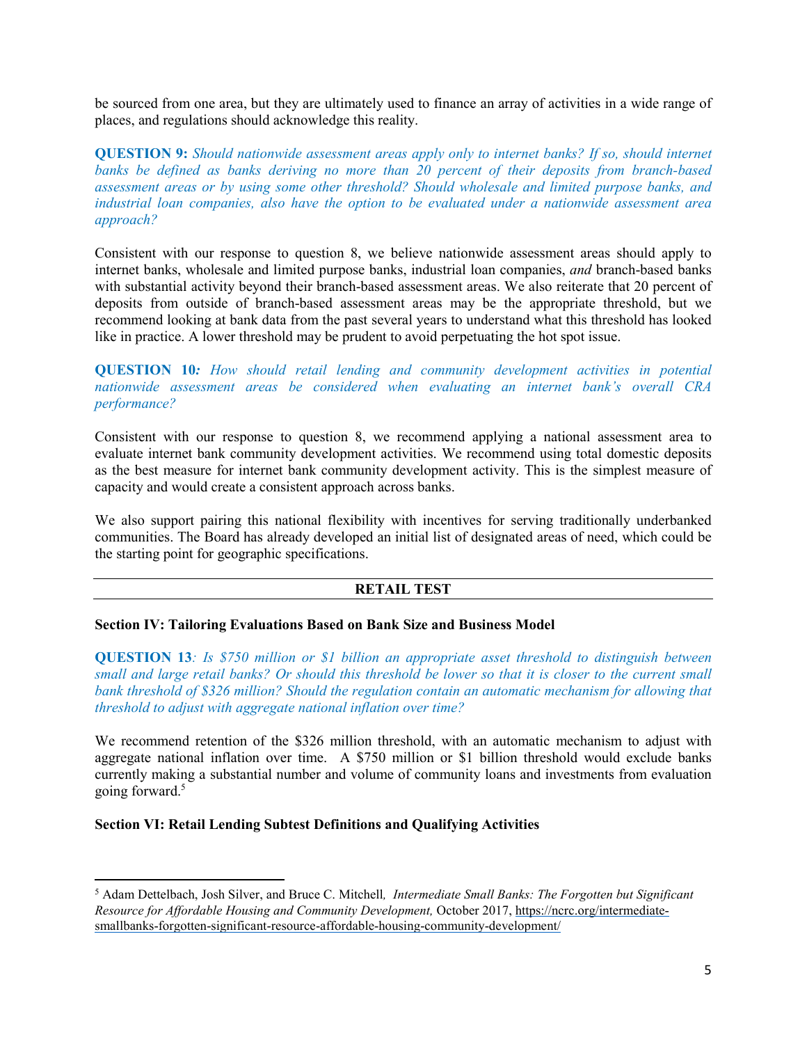be sourced from one area, but they are ultimately used to finance an array of activities in a wide range of places, and regulations should acknowledge this reality.

**QUESTION 9:** *Should nationwide assessment areas apply only to internet banks? If so, should internet banks be defined as banks deriving no more than 20 percent of their deposits from branch-based assessment areas or by using some other threshold? Should wholesale and limited purpose banks, and industrial loan companies, also have the option to be evaluated under a nationwide assessment area approach?*

Consistent with our response to question 8, we believe nationwide assessment areas should apply to internet banks, wholesale and limited purpose banks, industrial loan companies, *and* branch-based banks with substantial activity beyond their branch-based assessment areas. We also reiterate that 20 percent of deposits from outside of branch-based assessment areas may be the appropriate threshold, but we recommend looking at bank data from the past several years to understand what this threshold has looked like in practice. A lower threshold may be prudent to avoid perpetuating the hot spot issue.

**QUESTION 10***: How should retail lending and community development activities in potential nationwide assessment areas be considered when evaluating an internet bank's overall CRA performance?*

Consistent with our response to question 8, we recommend applying a national assessment area to evaluate internet bank community development activities. We recommend using total domestic deposits as the best measure for internet bank community development activity. This is the simplest measure of capacity and would create a consistent approach across banks.

We also support pairing this national flexibility with incentives for serving traditionally underbanked communities. The Board has already developed an initial list of designated areas of need, which could be the starting point for geographic specifications.

## RETAIL TEST

### Section IV: Tailoring Evaluations Based on Bank Size and Business Model

**QUESTION 13***: Is $750 million or $1 billion an appropriate asset threshold to distinguish between small and large retail banks? Or should this threshold be lower so that it is closer to the current small bank threshold of $326 million? Should the regulation contain an automatic mechanism for allowing that threshold to adjust with aggregate national inflation over time?*

We recommend retention of the $326 million threshold, with an automatic mechanism to adjust with aggregate national inflation over time. A $750 million or $1 billion threshold would exclude banks currently making a substantial number and volume of community loans and investments from evaluation going forward.[5]

### Section VI: Retail Lending Subtest Definitions and Qualifying Activities

---

[5] Adam Dettelbach, Josh Silver, and Bruce C. Mitchell*, Intermediate Small Banks: The Forgotten but Significant Resource for Affordable Housing and Community Development,* October 2017, https://ncrc.org/intermediate-smallbanks-forgotten-significant-resource-affordable-housing-community-development/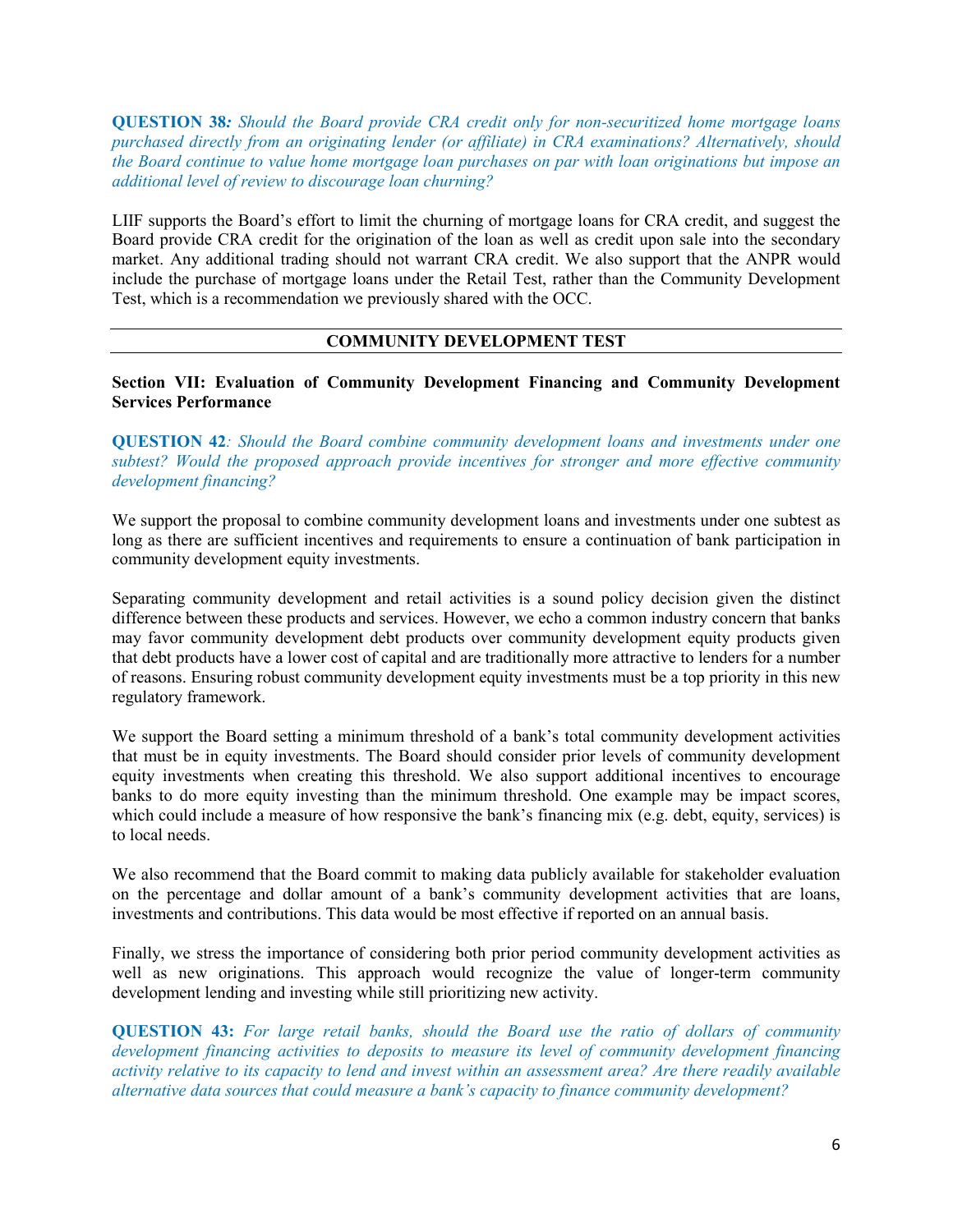**QUESTION 38***: Should the Board provide CRA credit only for non-securitized home mortgage loans purchased directly from an originating lender (or affiliate) in CRA examinations? Alternatively, should the Board continue to value home mortgage loan purchases on par with loan originations but impose an additional level of review to discourage loan churning?*

LIIF supports the Board's effort to limit the churning of mortgage loans for CRA credit, and suggest the Board provide CRA credit for the origination of the loan as well as credit upon sale into the secondary market. Any additional trading should not warrant CRA credit. We also support that the ANPR would include the purchase of mortgage loans under the Retail Test, rather than the Community Development Test, which is a recommendation we previously shared with the OCC.

## COMMUNITY DEVELOPMENT TEST

### Section VII: Evaluation of Community Development Financing and Community Development Services Performance

**QUESTION 42***: Should the Board combine community development loans and investments under one subtest? Would the proposed approach provide incentives for stronger and more effective community development financing?*

We support the proposal to combine community development loans and investments under one subtest as long as there are sufficient incentives and requirements to ensure a continuation of bank participation in community development equity investments.

Separating community development and retail activities is a sound policy decision given the distinct difference between these products and services. However, we echo a common industry concern that banks may favor community development debt products over community development equity products given that debt products have a lower cost of capital and are traditionally more attractive to lenders for a number of reasons. Ensuring robust community development equity investments must be a top priority in this new regulatory framework.

We support the Board setting a minimum threshold of a bank's total community development activities that must be in equity investments. The Board should consider prior levels of community development equity investments when creating this threshold. We also support additional incentives to encourage banks to do more equity investing than the minimum threshold. One example may be impact scores, which could include a measure of how responsive the bank's financing mix (e.g. debt, equity, services) is to local needs.

We also recommend that the Board commit to making data publicly available for stakeholder evaluation on the percentage and dollar amount of a bank's community development activities that are loans, investments and contributions. This data would be most effective if reported on an annual basis.

Finally, we stress the importance of considering both prior period community development activities as well as new originations. This approach would recognize the value of longer-term community development lending and investing while still prioritizing new activity.

**QUESTION 43:** *For large retail banks, should the Board use the ratio of dollars of community development financing activities to deposits to measure its level of community development financing activity relative to its capacity to lend and invest within an assessment area? Are there readily available alternative data sources that could measure a bank's capacity to finance community development?*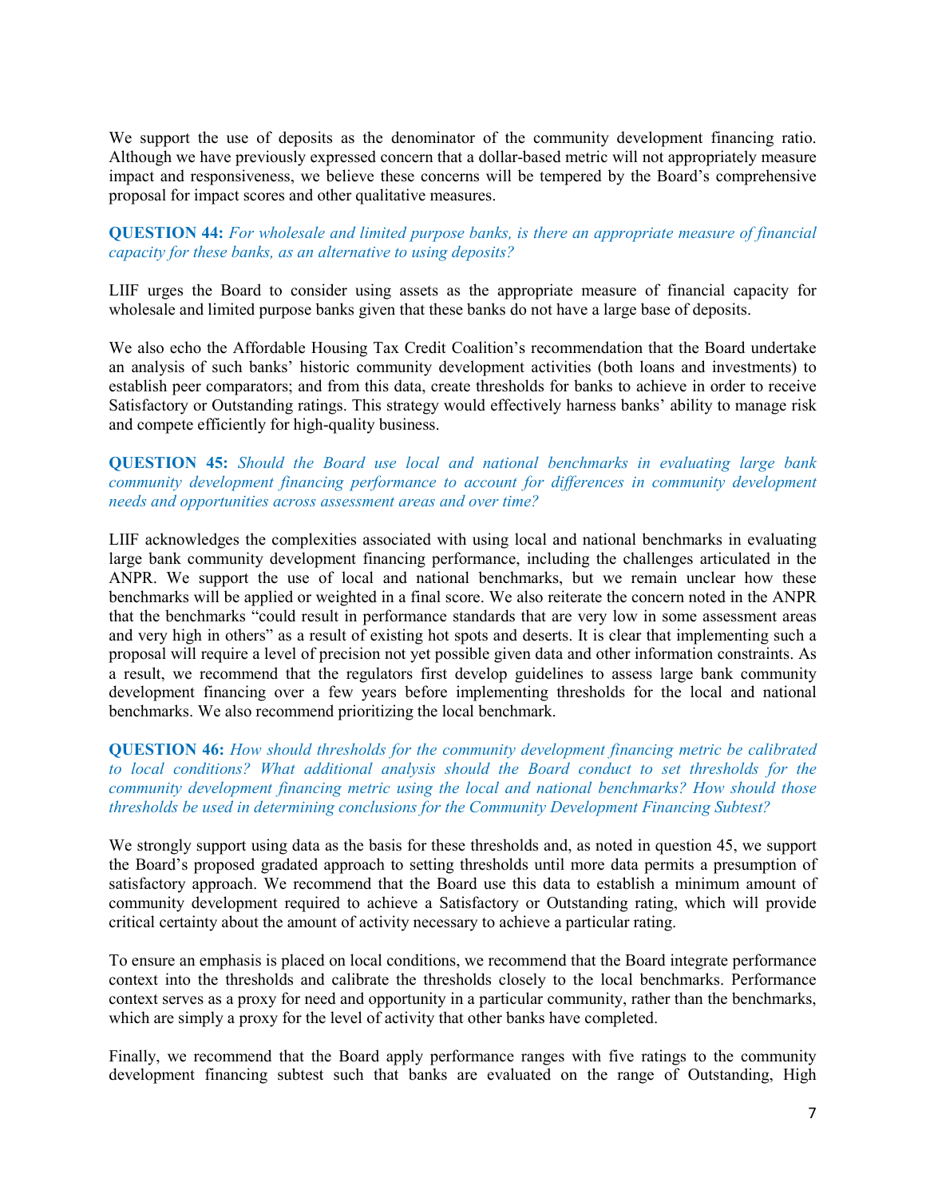We support the use of deposits as the denominator of the community development financing ratio. Although we have previously expressed concern that a dollar-based metric will not appropriately measure impact and responsiveness, we believe these concerns will be tempered by the Board's comprehensive proposal for impact scores and other qualitative measures.

**QUESTION 44:** *For wholesale and limited purpose banks, is there an appropriate measure of financial capacity for these banks, as an alternative to using deposits?*

LIIF urges the Board to consider using assets as the appropriate measure of financial capacity for wholesale and limited purpose banks given that these banks do not have a large base of deposits.

We also echo the Affordable Housing Tax Credit Coalition's recommendation that the Board undertake an analysis of such banks' historic community development activities (both loans and investments) to establish peer comparators; and from this data, create thresholds for banks to achieve in order to receive Satisfactory or Outstanding ratings. This strategy would effectively harness banks' ability to manage risk and compete efficiently for high-quality business.

**QUESTION 45:** *Should the Board use local and national benchmarks in evaluating large bank community development financing performance to account for differences in community development needs and opportunities across assessment areas and over time?*

LIIF acknowledges the complexities associated with using local and national benchmarks in evaluating large bank community development financing performance, including the challenges articulated in the ANPR. We support the use of local and national benchmarks, but we remain unclear how these benchmarks will be applied or weighted in a final score. We also reiterate the concern noted in the ANPR that the benchmarks "could result in performance standards that are very low in some assessment areas and very high in others" as a result of existing hot spots and deserts. It is clear that implementing such a proposal will require a level of precision not yet possible given data and other information constraints. As a result, we recommend that the regulators first develop guidelines to assess large bank community development financing over a few years before implementing thresholds for the local and national benchmarks. We also recommend prioritizing the local benchmark.

**QUESTION 46:** *How should thresholds for the community development financing metric be calibrated to local conditions? What additional analysis should the Board conduct to set thresholds for the community development financing metric using the local and national benchmarks? How should those thresholds be used in determining conclusions for the Community Development Financing Subtest?*

We strongly support using data as the basis for these thresholds and, as noted in question 45, we support the Board's proposed gradated approach to setting thresholds until more data permits a presumption of satisfactory approach. We recommend that the Board use this data to establish a minimum amount of community development required to achieve a Satisfactory or Outstanding rating, which will provide critical certainty about the amount of activity necessary to achieve a particular rating.

To ensure an emphasis is placed on local conditions, we recommend that the Board integrate performance context into the thresholds and calibrate the thresholds closely to the local benchmarks. Performance context serves as a proxy for need and opportunity in a particular community, rather than the benchmarks, which are simply a proxy for the level of activity that other banks have completed.

Finally, we recommend that the Board apply performance ranges with five ratings to the community development financing subtest such that banks are evaluated on the range of Outstanding, High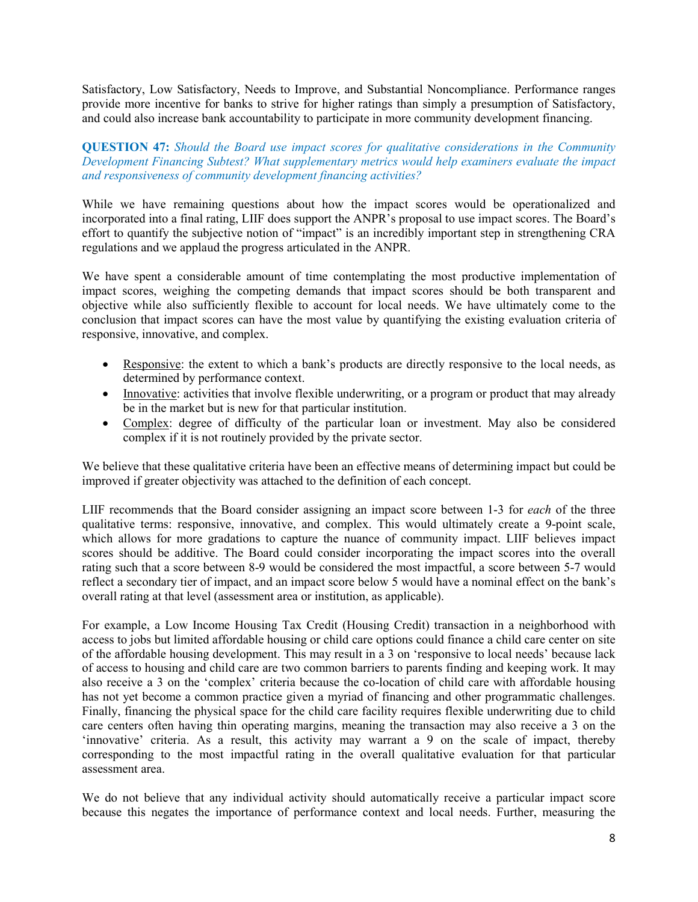Satisfactory, Low Satisfactory, Needs to Improve, and Substantial Noncompliance. Performance ranges provide more incentive for banks to strive for higher ratings than simply a presumption of Satisfactory, and could also increase bank accountability to participate in more community development financing.

**QUESTION 47:** *Should the Board use impact scores for qualitative considerations in the Community Development Financing Subtest? What supplementary metrics would help examiners evaluate the impact and responsiveness of community development financing activities?*

While we have remaining questions about how the impact scores would be operationalized and incorporated into a final rating, LIIF does support the ANPR's proposal to use impact scores. The Board's effort to quantify the subjective notion of "impact" is an incredibly important step in strengthening CRA regulations and we applaud the progress articulated in the ANPR.

We have spent a considerable amount of time contemplating the most productive implementation of impact scores, weighing the competing demands that impact scores should be both transparent and objective while also sufficiently flexible to account for local needs. We have ultimately come to the conclusion that impact scores can have the most value by quantifying the existing evaluation criteria of responsive, innovative, and complex.

- <u>Responsive</u>: the extent to which a bank's products are directly responsive to the local needs, as determined by performance context.
- <u>Innovative</u>: activities that involve flexible underwriting, or a program or product that may already be in the market but is new for that particular institution.
- <u>Complex</u>: degree of difficulty of the particular loan or investment. May also be considered complex if it is not routinely provided by the private sector.

We believe that these qualitative criteria have been an effective means of determining impact but could be improved if greater objectivity was attached to the definition of each concept.

LIIF recommends that the Board consider assigning an impact score between 1-3 for *each* of the three qualitative terms: responsive, innovative, and complex. This would ultimately create a 9-point scale, which allows for more gradations to capture the nuance of community impact. LIIF believes impact scores should be additive. The Board could consider incorporating the impact scores into the overall rating such that a score between 8-9 would be considered the most impactful, a score between 5-7 would reflect a secondary tier of impact, and an impact score below 5 would have a nominal effect on the bank's overall rating at that level (assessment area or institution, as applicable).

For example, a Low Income Housing Tax Credit (Housing Credit) transaction in a neighborhood with access to jobs but limited affordable housing or child care options could finance a child care center on site of the affordable housing development. This may result in a 3 on 'responsive to local needs' because lack of access to housing and child care are two common barriers to parents finding and keeping work. It may also receive a 3 on the 'complex' criteria because the co-location of child care with affordable housing has not yet become a common practice given a myriad of financing and other programmatic challenges. Finally, financing the physical space for the child care facility requires flexible underwriting due to child care centers often having thin operating margins, meaning the transaction may also receive a 3 on the 'innovative' criteria. As a result, this activity may warrant a 9 on the scale of impact, thereby corresponding to the most impactful rating in the overall qualitative evaluation for that particular assessment area.

We do not believe that any individual activity should automatically receive a particular impact score because this negates the importance of performance context and local needs. Further, measuring the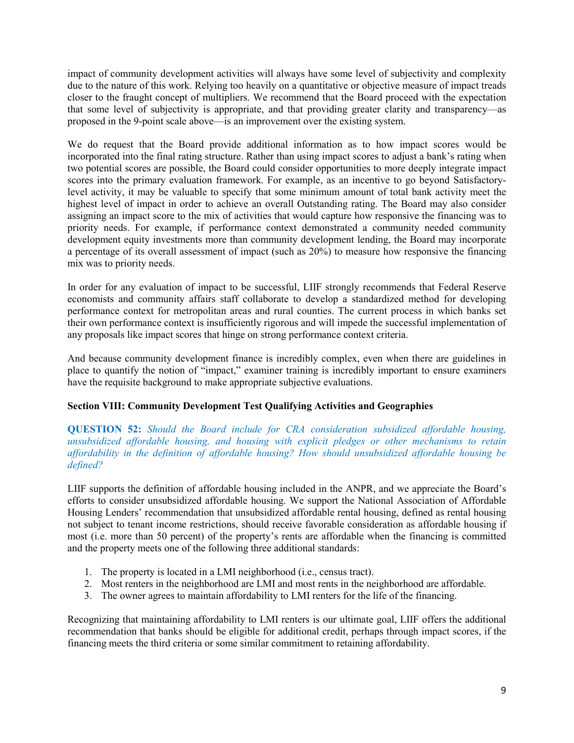impact of community development activities will always have some level of subjectivity and complexity due to the nature of this work. Relying too heavily on a quantitative or objective measure of impact treads closer to the fraught concept of multipliers. We recommend that the Board proceed with the expectation that some level of subjectivity is appropriate, and that providing greater clarity and transparency—as proposed in the 9-point scale above—is an improvement over the existing system.

We do request that the Board provide additional information as to how impact scores would be incorporated into the final rating structure. Rather than using impact scores to adjust a bank's rating when two potential scores are possible, the Board could consider opportunities to more deeply integrate impact scores into the primary evaluation framework. For example, as an incentive to go beyond Satisfactory-level activity, it may be valuable to specify that some minimum amount of total bank activity meet the highest level of impact in order to achieve an overall Outstanding rating. The Board may also consider assigning an impact score to the mix of activities that would capture how responsive the financing was to priority needs. For example, if performance context demonstrated a community needed community development equity investments more than community development lending, the Board may incorporate a percentage of its overall assessment of impact (such as 20%) to measure how responsive the financing mix was to priority needs.

In order for any evaluation of impact to be successful, LIIF strongly recommends that Federal Reserve economists and community affairs staff collaborate to develop a standardized method for developing performance context for metropolitan areas and rural counties. The current process in which banks set their own performance context is insufficiently rigorous and will impede the successful implementation of any proposals like impact scores that hinge on strong performance context criteria.

And because community development finance is incredibly complex, even when there are guidelines in place to quantify the notion of "impact," examiner training is incredibly important to ensure examiners have the requisite background to make appropriate subjective evaluations.

### Section VIII: Community Development Test Qualifying Activities and Geographies

**QUESTION 52:** *Should the Board include for CRA consideration subsidized affordable housing, unsubsidized affordable housing, and housing with explicit pledges or other mechanisms to retain affordability in the definition of affordable housing? How should unsubsidized affordable housing be defined?*

LIIF supports the definition of affordable housing included in the ANPR, and we appreciate the Board's efforts to consider unsubsidized affordable housing. We support the National Association of Affordable Housing Lenders' recommendation that unsubsidized affordable rental housing, defined as rental housing not subject to tenant income restrictions, should receive favorable consideration as affordable housing if most (i.e. more than 50 percent) of the property's rents are affordable when the financing is committed and the property meets one of the following three additional standards:

1. The property is located in a LMI neighborhood (i.e., census tract).
2. Most renters in the neighborhood are LMI and most rents in the neighborhood are affordable.
3. The owner agrees to maintain affordability to LMI renters for the life of the financing.

Recognizing that maintaining affordability to LMI renters is our ultimate goal, LIIF offers the additional recommendation that banks should be eligible for additional credit, perhaps through impact scores, if the financing meets the third criteria or some similar commitment to retaining affordability.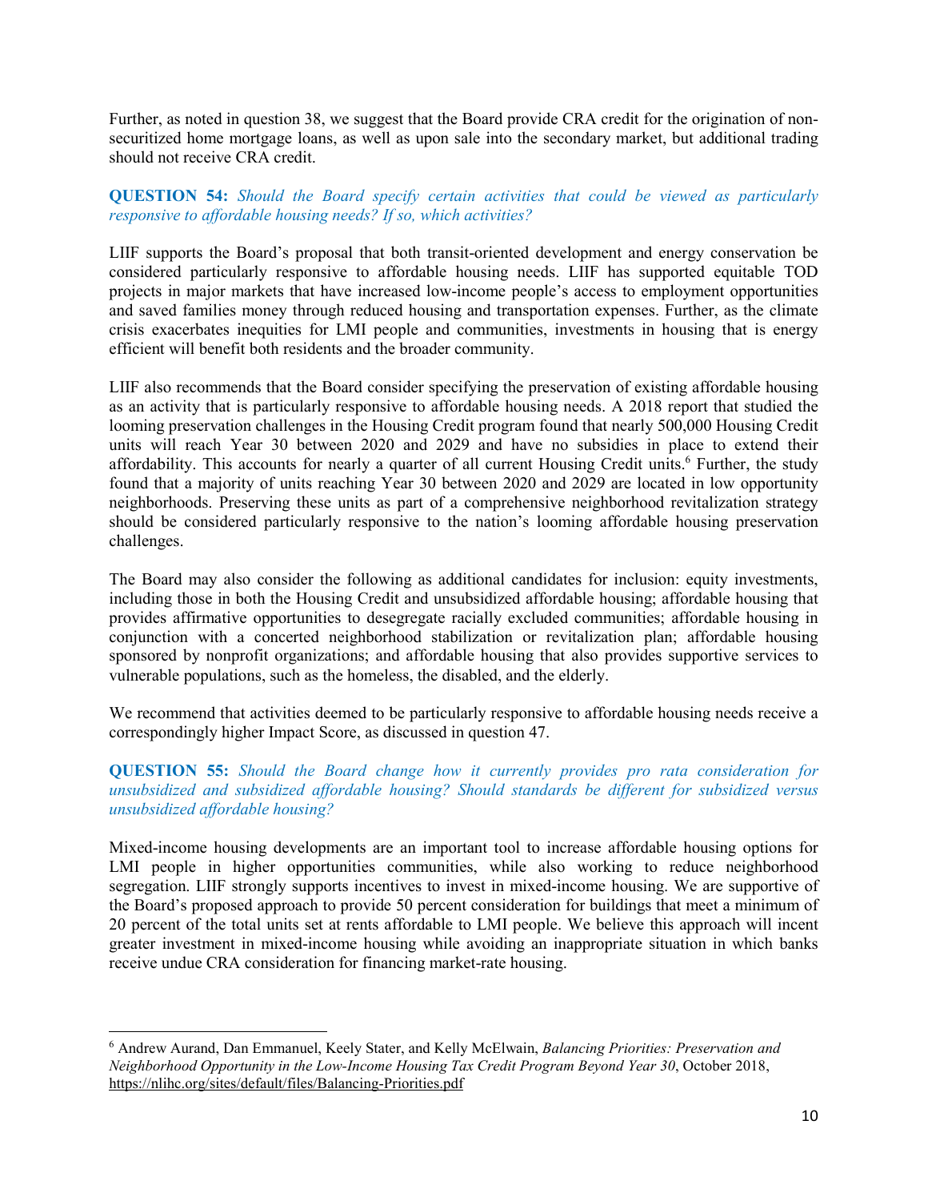Further, as noted in question 38, we suggest that the Board provide CRA credit for the origination of non-securitized home mortgage loans, as well as upon sale into the secondary market, but additional trading should not receive CRA credit.

**QUESTION 54:** *Should the Board specify certain activities that could be viewed as particularly responsive to affordable housing needs? If so, which activities?*

LIIF supports the Board's proposal that both transit-oriented development and energy conservation be considered particularly responsive to affordable housing needs. LIIF has supported equitable TOD projects in major markets that have increased low-income people's access to employment opportunities and saved families money through reduced housing and transportation expenses. Further, as the climate crisis exacerbates inequities for LMI people and communities, investments in housing that is energy efficient will benefit both residents and the broader community.

LIIF also recommends that the Board consider specifying the preservation of existing affordable housing as an activity that is particularly responsive to affordable housing needs. A 2018 report that studied the looming preservation challenges in the Housing Credit program found that nearly 500,000 Housing Credit units will reach Year 30 between 2020 and 2029 and have no subsidies in place to extend their affordability. This accounts for nearly a quarter of all current Housing Credit units.[6] Further, the study found that a majority of units reaching Year 30 between 2020 and 2029 are located in low opportunity neighborhoods. Preserving these units as part of a comprehensive neighborhood revitalization strategy should be considered particularly responsive to the nation's looming affordable housing preservation challenges.

The Board may also consider the following as additional candidates for inclusion: equity investments, including those in both the Housing Credit and unsubsidized affordable housing; affordable housing that provides affirmative opportunities to desegregate racially excluded communities; affordable housing in conjunction with a concerted neighborhood stabilization or revitalization plan; affordable housing sponsored by nonprofit organizations; and affordable housing that also provides supportive services to vulnerable populations, such as the homeless, the disabled, and the elderly.

We recommend that activities deemed to be particularly responsive to affordable housing needs receive a correspondingly higher Impact Score, as discussed in question 47.

**QUESTION 55:** *Should the Board change how it currently provides pro rata consideration for unsubsidized and subsidized affordable housing? Should standards be different for subsidized versus unsubsidized affordable housing?*

Mixed-income housing developments are an important tool to increase affordable housing options for LMI people in higher opportunities communities, while also working to reduce neighborhood segregation. LIIF strongly supports incentives to invest in mixed-income housing. We are supportive of the Board's proposed approach to provide 50 percent consideration for buildings that meet a minimum of 20 percent of the total units set at rents affordable to LMI people. We believe this approach will incent greater investment in mixed-income housing while avoiding an inappropriate situation in which banks receive undue CRA consideration for financing market-rate housing.

---

[6] Andrew Aurand, Dan Emmanuel, Keely Stater, and Kelly McElwain, *Balancing Priorities: Preservation and Neighborhood Opportunity in the Low-Income Housing Tax Credit Program Beyond Year 30*, October 2018, https://nlihc.org/sites/default/files/Balancing-Priorities.pdf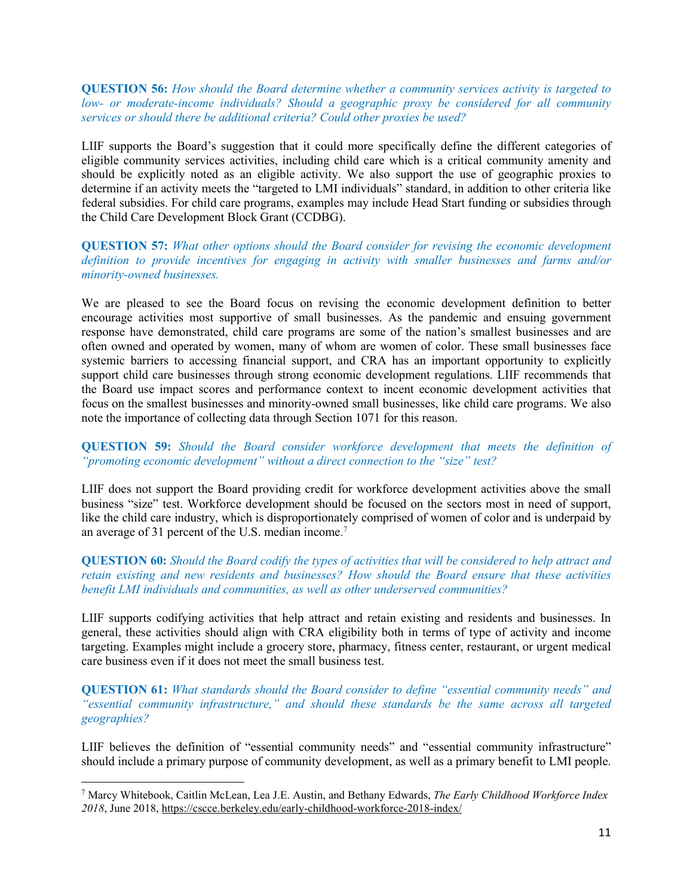**QUESTION 56:** *How should the Board determine whether a community services activity is targeted to low- or moderate-income individuals? Should a geographic proxy be considered for all community services or should there be additional criteria? Could other proxies be used?*

LIIF supports the Board's suggestion that it could more specifically define the different categories of eligible community services activities, including child care which is a critical community amenity and should be explicitly noted as an eligible activity. We also support the use of geographic proxies to determine if an activity meets the "targeted to LMI individuals" standard, in addition to other criteria like federal subsidies. For child care programs, examples may include Head Start funding or subsidies through the Child Care Development Block Grant (CCDBG).

**QUESTION 57:** *What other options should the Board consider for revising the economic development definition to provide incentives for engaging in activity with smaller businesses and farms and/or minority-owned businesses.*

We are pleased to see the Board focus on revising the economic development definition to better encourage activities most supportive of small businesses. As the pandemic and ensuing government response have demonstrated, child care programs are some of the nation's smallest businesses and are often owned and operated by women, many of whom are women of color. These small businesses face systemic barriers to accessing financial support, and CRA has an important opportunity to explicitly support child care businesses through strong economic development regulations. LIIF recommends that the Board use impact scores and performance context to incent economic development activities that focus on the smallest businesses and minority-owned small businesses, like child care programs. We also note the importance of collecting data through Section 1071 for this reason.

**QUESTION 59:** *Should the Board consider workforce development that meets the definition of "promoting economic development" without a direct connection to the "size" test?*

LIIF does not support the Board providing credit for workforce development activities above the small business "size" test. Workforce development should be focused on the sectors most in need of support, like the child care industry, which is disproportionately comprised of women of color and is underpaid by an average of 31 percent of the U.S. median income.[7]

**QUESTION 60:** *Should the Board codify the types of activities that will be considered to help attract and retain existing and new residents and businesses? How should the Board ensure that these activities benefit LMI individuals and communities, as well as other underserved communities?*

LIIF supports codifying activities that help attract and retain existing and residents and businesses. In general, these activities should align with CRA eligibility both in terms of type of activity and income targeting. Examples might include a grocery store, pharmacy, fitness center, restaurant, or urgent medical care business even if it does not meet the small business test.

**QUESTION 61:** *What standards should the Board consider to define "essential community needs" and "essential community infrastructure," and should these standards be the same across all targeted geographies?*

LIIF believes the definition of "essential community needs" and "essential community infrastructure" should include a primary purpose of community development, as well as a primary benefit to LMI people.

---

[7] Marcy Whitebook, Caitlin McLean, Lea J.E. Austin, and Bethany Edwards, *The Early Childhood Workforce Index 2018*, June 2018, https://cscce.berkeley.edu/early-childhood-workforce-2018-index/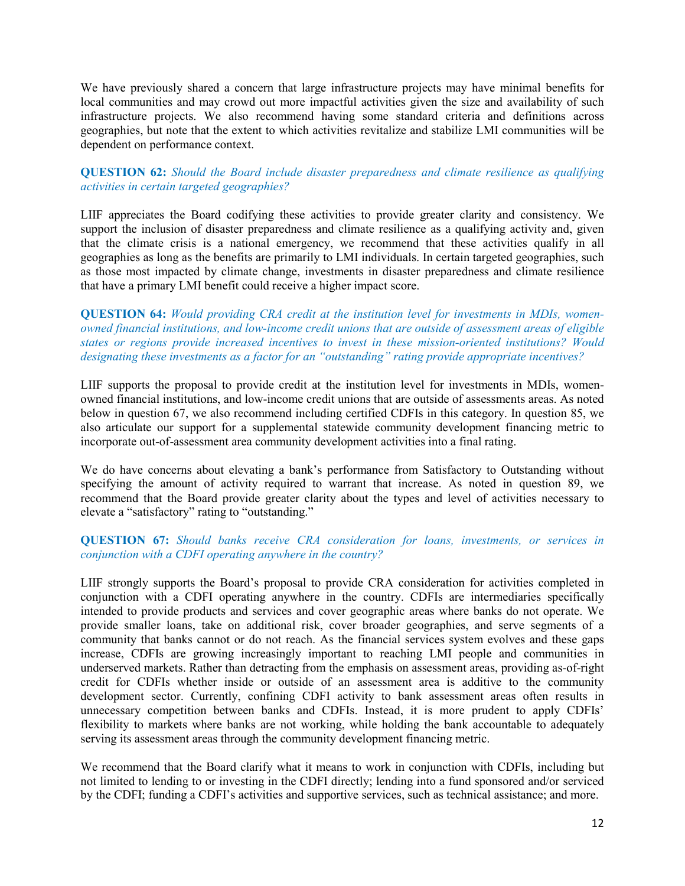We have previously shared a concern that large infrastructure projects may have minimal benefits for local communities and may crowd out more impactful activities given the size and availability of such infrastructure projects. We also recommend having some standard criteria and definitions across geographies, but note that the extent to which activities revitalize and stabilize LMI communities will be dependent on performance context.

**QUESTION 62:** *Should the Board include disaster preparedness and climate resilience as qualifying activities in certain targeted geographies?*

LIIF appreciates the Board codifying these activities to provide greater clarity and consistency. We support the inclusion of disaster preparedness and climate resilience as a qualifying activity and, given that the climate crisis is a national emergency, we recommend that these activities qualify in all geographies as long as the benefits are primarily to LMI individuals. In certain targeted geographies, such as those most impacted by climate change, investments in disaster preparedness and climate resilience that have a primary LMI benefit could receive a higher impact score.

**QUESTION 64:** *Would providing CRA credit at the institution level for investments in MDIs, women-owned financial institutions, and low-income credit unions that are outside of assessment areas of eligible states or regions provide increased incentives to invest in these mission-oriented institutions? Would designating these investments as a factor for an "outstanding" rating provide appropriate incentives?*

LIIF supports the proposal to provide credit at the institution level for investments in MDIs, women-owned financial institutions, and low-income credit unions that are outside of assessments areas. As noted below in question 67, we also recommend including certified CDFIs in this category. In question 85, we also articulate our support for a supplemental statewide community development financing metric to incorporate out-of-assessment area community development activities into a final rating.

We do have concerns about elevating a bank's performance from Satisfactory to Outstanding without specifying the amount of activity required to warrant that increase. As noted in question 89, we recommend that the Board provide greater clarity about the types and level of activities necessary to elevate a "satisfactory" rating to "outstanding."

**QUESTION 67:** *Should banks receive CRA consideration for loans, investments, or services in conjunction with a CDFI operating anywhere in the country?*

LIIF strongly supports the Board's proposal to provide CRA consideration for activities completed in conjunction with a CDFI operating anywhere in the country. CDFIs are intermediaries specifically intended to provide products and services and cover geographic areas where banks do not operate. We provide smaller loans, take on additional risk, cover broader geographies, and serve segments of a community that banks cannot or do not reach. As the financial services system evolves and these gaps increase, CDFIs are growing increasingly important to reaching LMI people and communities in underserved markets. Rather than detracting from the emphasis on assessment areas, providing as-of-right credit for CDFIs whether inside or outside of an assessment area is additive to the community development sector. Currently, confining CDFI activity to bank assessment areas often results in unnecessary competition between banks and CDFIs. Instead, it is more prudent to apply CDFIs' flexibility to markets where banks are not working, while holding the bank accountable to adequately serving its assessment areas through the community development financing metric.

We recommend that the Board clarify what it means to work in conjunction with CDFIs, including but not limited to lending to or investing in the CDFI directly; lending into a fund sponsored and/or serviced by the CDFI; funding a CDFI's activities and supportive services, such as technical assistance; and more.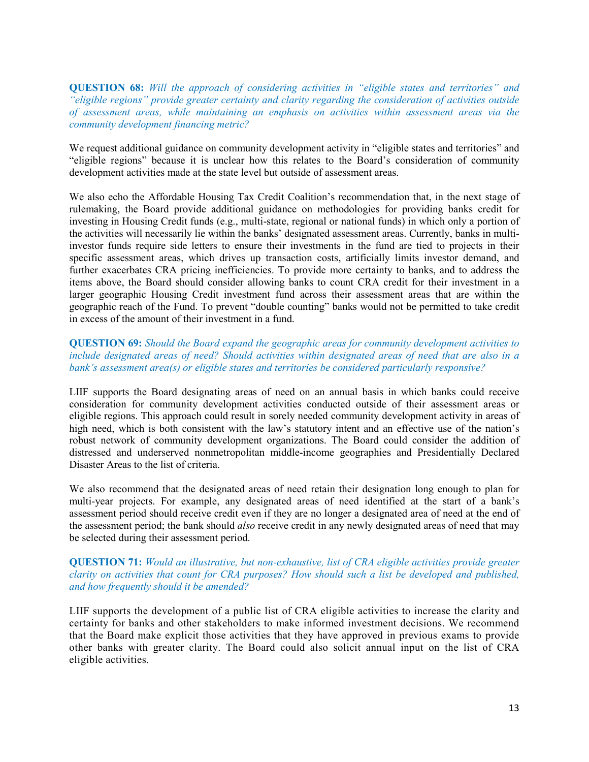**QUESTION 68:** *Will the approach of considering activities in "eligible states and territories" and "eligible regions" provide greater certainty and clarity regarding the consideration of activities outside of assessment areas, while maintaining an emphasis on activities within assessment areas via the community development financing metric?*

We request additional guidance on community development activity in "eligible states and territories" and "eligible regions" because it is unclear how this relates to the Board's consideration of community development activities made at the state level but outside of assessment areas.

We also echo the Affordable Housing Tax Credit Coalition's recommendation that, in the next stage of rulemaking, the Board provide additional guidance on methodologies for providing banks credit for investing in Housing Credit funds (e.g., multi-state, regional or national funds) in which only a portion of the activities will necessarily lie within the banks' designated assessment areas. Currently, banks in multi-investor funds require side letters to ensure their investments in the fund are tied to projects in their specific assessment areas, which drives up transaction costs, artificially limits investor demand, and further exacerbates CRA pricing inefficiencies. To provide more certainty to banks, and to address the items above, the Board should consider allowing banks to count CRA credit for their investment in a larger geographic Housing Credit investment fund across their assessment areas that are within the geographic reach of the Fund. To prevent "double counting" banks would not be permitted to take credit in excess of the amount of their investment in a fund.

**QUESTION 69:** *Should the Board expand the geographic areas for community development activities to include designated areas of need? Should activities within designated areas of need that are also in a bank's assessment area(s) or eligible states and territories be considered particularly responsive?*

LIIF supports the Board designating areas of need on an annual basis in which banks could receive consideration for community development activities conducted outside of their assessment areas or eligible regions. This approach could result in sorely needed community development activity in areas of high need, which is both consistent with the law's statutory intent and an effective use of the nation's robust network of community development organizations. The Board could consider the addition of distressed and underserved nonmetropolitan middle-income geographies and Presidentially Declared Disaster Areas to the list of criteria.

We also recommend that the designated areas of need retain their designation long enough to plan for multi-year projects. For example, any designated areas of need identified at the start of a bank's assessment period should receive credit even if they are no longer a designated area of need at the end of the assessment period; the bank should *also* receive credit in any newly designated areas of need that may be selected during their assessment period.

**QUESTION 71:** *Would an illustrative, but non-exhaustive, list of CRA eligible activities provide greater clarity on activities that count for CRA purposes? How should such a list be developed and published, and how frequently should it be amended?*

LIIF supports the development of a public list of CRA eligible activities to increase the clarity and certainty for banks and other stakeholders to make informed investment decisions. We recommend that the Board make explicit those activities that they have approved in previous exams to provide other banks with greater clarity. The Board could also solicit annual input on the list of CRA eligible activities.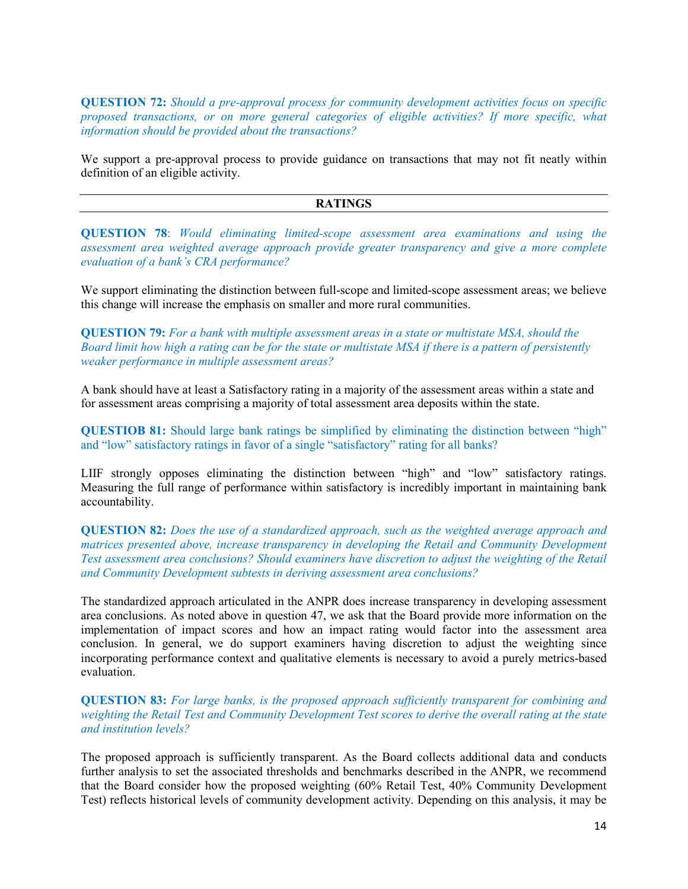**QUESTION 72:** *Should a pre-approval process for community development activities focus on specific proposed transactions, or on more general categories of eligible activities? If more specific, what information should be provided about the transactions?*

We support a pre-approval process to provide guidance on transactions that may not fit neatly within definition of an eligible activity.

## RATINGS

**QUESTION 78**: *Would eliminating limited-scope assessment area examinations and using the assessment area weighted average approach provide greater transparency and give a more complete evaluation of a bank's CRA performance?*

We support eliminating the distinction between full-scope and limited-scope assessment areas; we believe this change will increase the emphasis on smaller and more rural communities.

**QUESTION 79:** *For a bank with multiple assessment areas in a state or multistate MSA, should the Board limit how high a rating can be for the state or multistate MSA if there is a pattern of persistently weaker performance in multiple assessment areas?*

A bank should have at least a Satisfactory rating in a majority of the assessment areas within a state and for assessment areas comprising a majority of total assessment area deposits within the state.

**QUESTIOB 81:** Should large bank ratings be simplified by eliminating the distinction between "high" and "low" satisfactory ratings in favor of a single "satisfactory" rating for all banks?

LIIF strongly opposes eliminating the distinction between "high" and "low" satisfactory ratings. Measuring the full range of performance within satisfactory is incredibly important in maintaining bank accountability.

**QUESTION 82:** *Does the use of a standardized approach, such as the weighted average approach and matrices presented above, increase transparency in developing the Retail and Community Development Test assessment area conclusions? Should examiners have discretion to adjust the weighting of the Retail and Community Development subtests in deriving assessment area conclusions?*

The standardized approach articulated in the ANPR does increase transparency in developing assessment area conclusions. As noted above in question 47, we ask that the Board provide more information on the implementation of impact scores and how an impact rating would factor into the assessment area conclusion. In general, we do support examiners having discretion to adjust the weighting since incorporating performance context and qualitative elements is necessary to avoid a purely metrics-based evaluation.

**QUESTION 83:** *For large banks, is the proposed approach sufficiently transparent for combining and weighting the Retail Test and Community Development Test scores to derive the overall rating at the state and institution levels?*

The proposed approach is sufficiently transparent. As the Board collects additional data and conducts further analysis to set the associated thresholds and benchmarks described in the ANPR, we recommend that the Board consider how the proposed weighting (60% Retail Test, 40% Community Development Test) reflects historical levels of community development activity. Depending on this analysis, it may be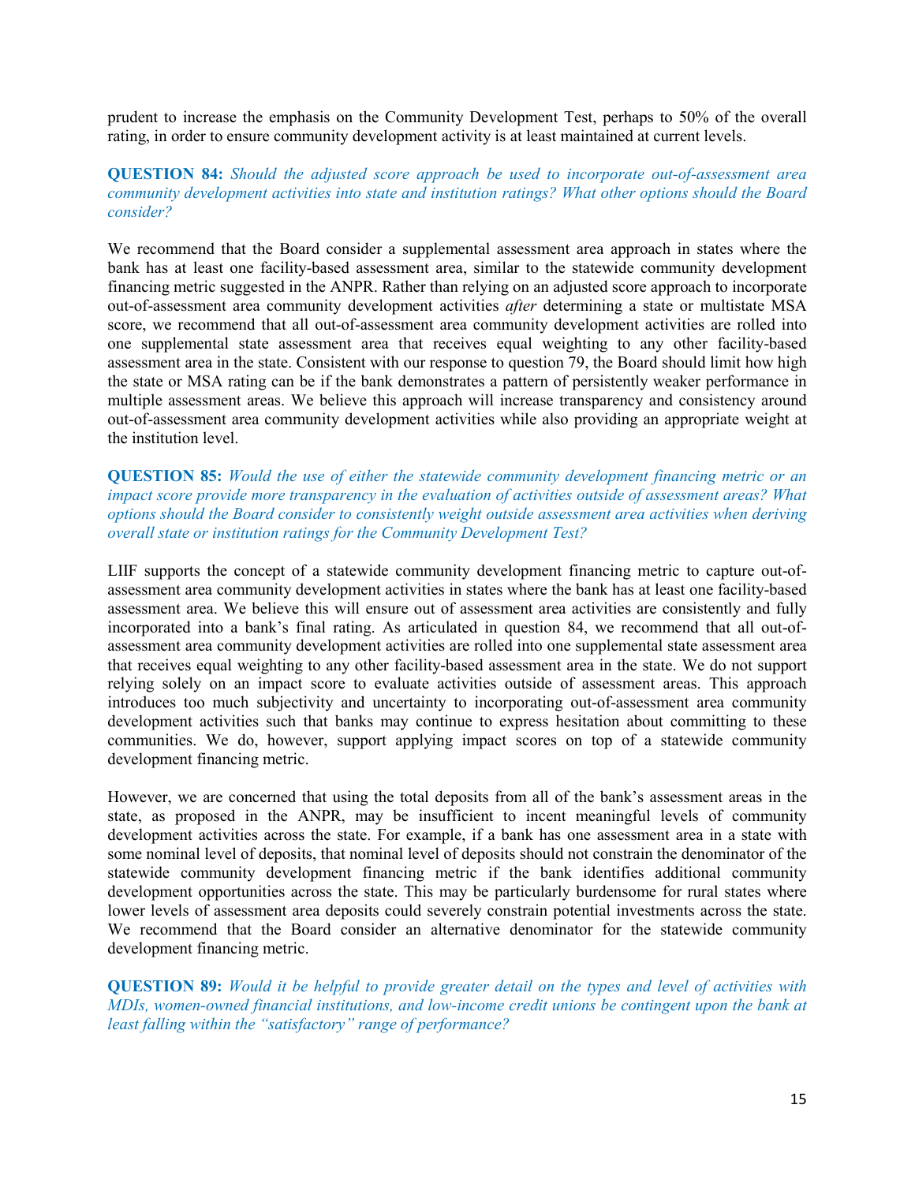prudent to increase the emphasis on the Community Development Test, perhaps to 50% of the overall rating, in order to ensure community development activity is at least maintained at current levels.

**QUESTION 84:** *Should the adjusted score approach be used to incorporate out-of-assessment area community development activities into state and institution ratings? What other options should the Board consider?*

We recommend that the Board consider a supplemental assessment area approach in states where the bank has at least one facility-based assessment area, similar to the statewide community development financing metric suggested in the ANPR. Rather than relying on an adjusted score approach to incorporate out-of-assessment area community development activities *after* determining a state or multistate MSA score, we recommend that all out-of-assessment area community development activities are rolled into one supplemental state assessment area that receives equal weighting to any other facility-based assessment area in the state. Consistent with our response to question 79, the Board should limit how high the state or MSA rating can be if the bank demonstrates a pattern of persistently weaker performance in multiple assessment areas. We believe this approach will increase transparency and consistency around out-of-assessment area community development activities while also providing an appropriate weight at the institution level.

**QUESTION 85:** *Would the use of either the statewide community development financing metric or an impact score provide more transparency in the evaluation of activities outside of assessment areas? What options should the Board consider to consistently weight outside assessment area activities when deriving overall state or institution ratings for the Community Development Test?*

LIIF supports the concept of a statewide community development financing metric to capture out-of-assessment area community development activities in states where the bank has at least one facility-based assessment area. We believe this will ensure out of assessment area activities are consistently and fully incorporated into a bank's final rating. As articulated in question 84, we recommend that all out-of-assessment area community development activities are rolled into one supplemental state assessment area that receives equal weighting to any other facility-based assessment area in the state. We do not support relying solely on an impact score to evaluate activities outside of assessment areas. This approach introduces too much subjectivity and uncertainty to incorporating out-of-assessment area community development activities such that banks may continue to express hesitation about committing to these communities. We do, however, support applying impact scores on top of a statewide community development financing metric.

However, we are concerned that using the total deposits from all of the bank's assessment areas in the state, as proposed in the ANPR, may be insufficient to incent meaningful levels of community development activities across the state. For example, if a bank has one assessment area in a state with some nominal level of deposits, that nominal level of deposits should not constrain the denominator of the statewide community development financing metric if the bank identifies additional community development opportunities across the state. This may be particularly burdensome for rural states where lower levels of assessment area deposits could severely constrain potential investments across the state. We recommend that the Board consider an alternative denominator for the statewide community development financing metric.

**QUESTION 89:** *Would it be helpful to provide greater detail on the types and level of activities with MDIs, women-owned financial institutions, and low-income credit unions be contingent upon the bank at least falling within the "satisfactory" range of performance?*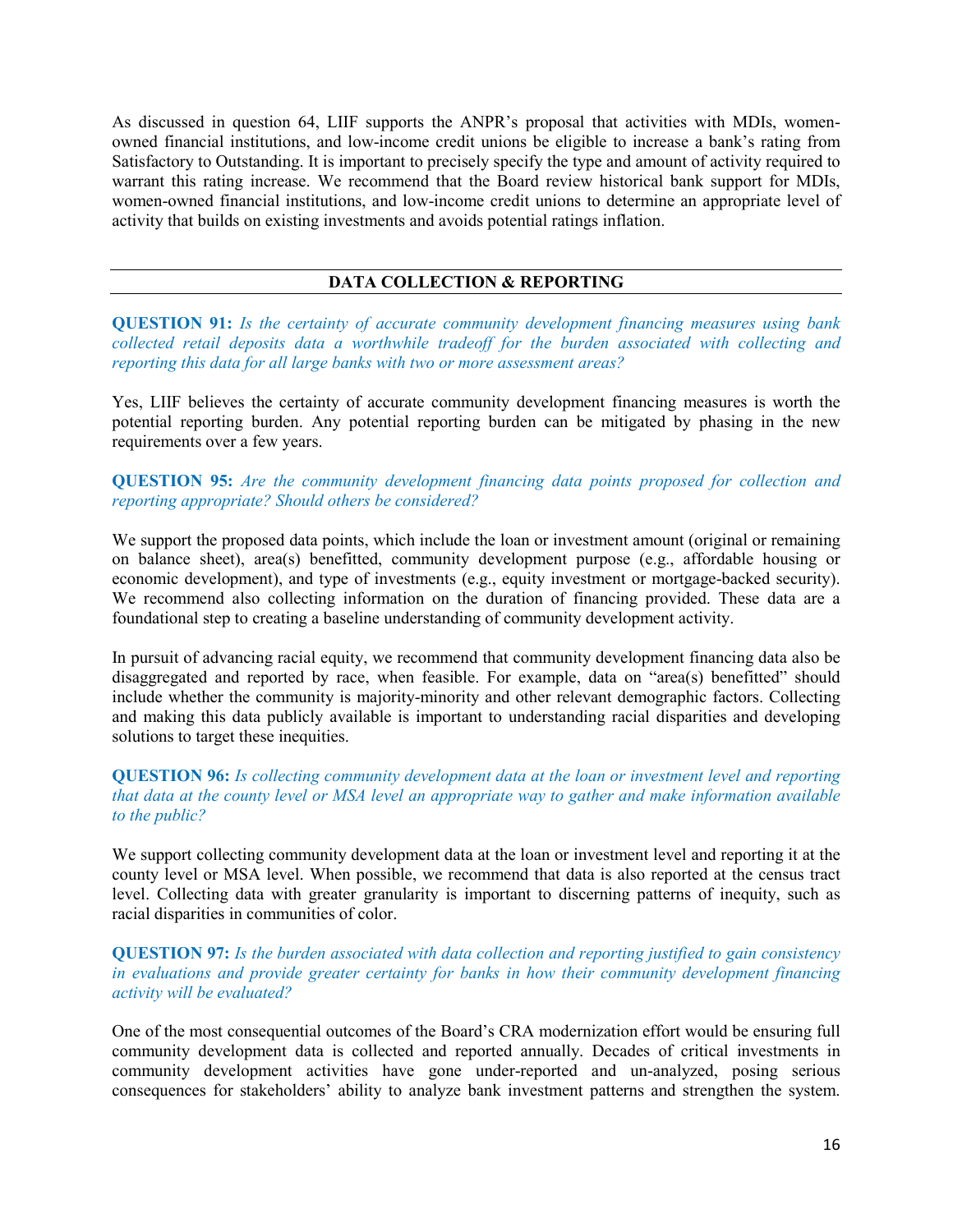As discussed in question 64, LIIF supports the ANPR's proposal that activities with MDIs, women-owned financial institutions, and low-income credit unions be eligible to increase a bank's rating from Satisfactory to Outstanding. It is important to precisely specify the type and amount of activity required to warrant this rating increase. We recommend that the Board review historical bank support for MDIs, women-owned financial institutions, and low-income credit unions to determine an appropriate level of activity that builds on existing investments and avoids potential ratings inflation.

## DATA COLLECTION & REPORTING

**QUESTION 91:** *Is the certainty of accurate community development financing measures using bank collected retail deposits data a worthwhile tradeoff for the burden associated with collecting and reporting this data for all large banks with two or more assessment areas?*

Yes, LIIF believes the certainty of accurate community development financing measures is worth the potential reporting burden. Any potential reporting burden can be mitigated by phasing in the new requirements over a few years.

**QUESTION 95:** *Are the community development financing data points proposed for collection and reporting appropriate? Should others be considered?*

We support the proposed data points, which include the loan or investment amount (original or remaining on balance sheet), area(s) benefitted, community development purpose (e.g., affordable housing or economic development), and type of investments (e.g., equity investment or mortgage-backed security). We recommend also collecting information on the duration of financing provided. These data are a foundational step to creating a baseline understanding of community development activity.

In pursuit of advancing racial equity, we recommend that community development financing data also be disaggregated and reported by race, when feasible. For example, data on "area(s) benefitted" should include whether the community is majority-minority and other relevant demographic factors. Collecting and making this data publicly available is important to understanding racial disparities and developing solutions to target these inequities.

**QUESTION 96:** *Is collecting community development data at the loan or investment level and reporting that data at the county level or MSA level an appropriate way to gather and make information available to the public?*

We support collecting community development data at the loan or investment level and reporting it at the county level or MSA level. When possible, we recommend that data is also reported at the census tract level. Collecting data with greater granularity is important to discerning patterns of inequity, such as racial disparities in communities of color.

**QUESTION 97:** *Is the burden associated with data collection and reporting justified to gain consistency in evaluations and provide greater certainty for banks in how their community development financing activity will be evaluated?*

One of the most consequential outcomes of the Board's CRA modernization effort would be ensuring full community development data is collected and reported annually. Decades of critical investments in community development activities have gone under-reported and un-analyzed, posing serious consequences for stakeholders' ability to analyze bank investment patterns and strengthen the system.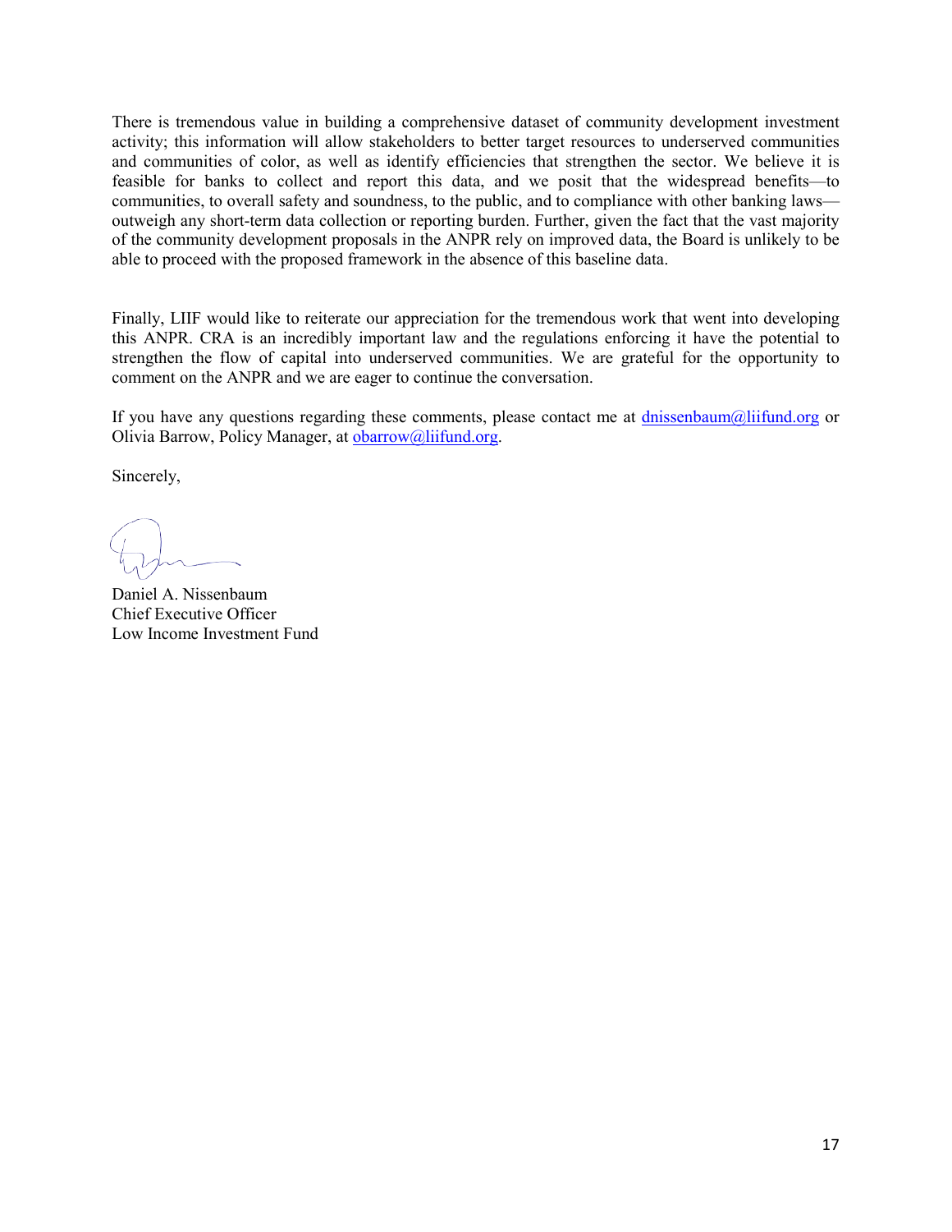There is tremendous value in building a comprehensive dataset of community development investment activity; this information will allow stakeholders to better target resources to underserved communities and communities of color, as well as identify efficiencies that strengthen the sector. We believe it is feasible for banks to collect and report this data, and we posit that the widespread benefits—to communities, to overall safety and soundness, to the public, and to compliance with other banking laws—outweigh any short-term data collection or reporting burden. Further, given the fact that the vast majority of the community development proposals in the ANPR rely on improved data, the Board is unlikely to be able to proceed with the proposed framework in the absence of this baseline data.

Finally, LIIF would like to reiterate our appreciation for the tremendous work that went into developing this ANPR. CRA is an incredibly important law and the regulations enforcing it have the potential to strengthen the flow of capital into underserved communities. We are grateful for the opportunity to comment on the ANPR and we are eager to continue the conversation.

If you have any questions regarding these comments, please contact me at dnissenbaum@liifund.org or Olivia Barrow, Policy Manager, at obarrow@liifund.org.

Sincerely,

Daniel A. Nissenbaum
Chief Executive Officer
Low Income Investment Fund